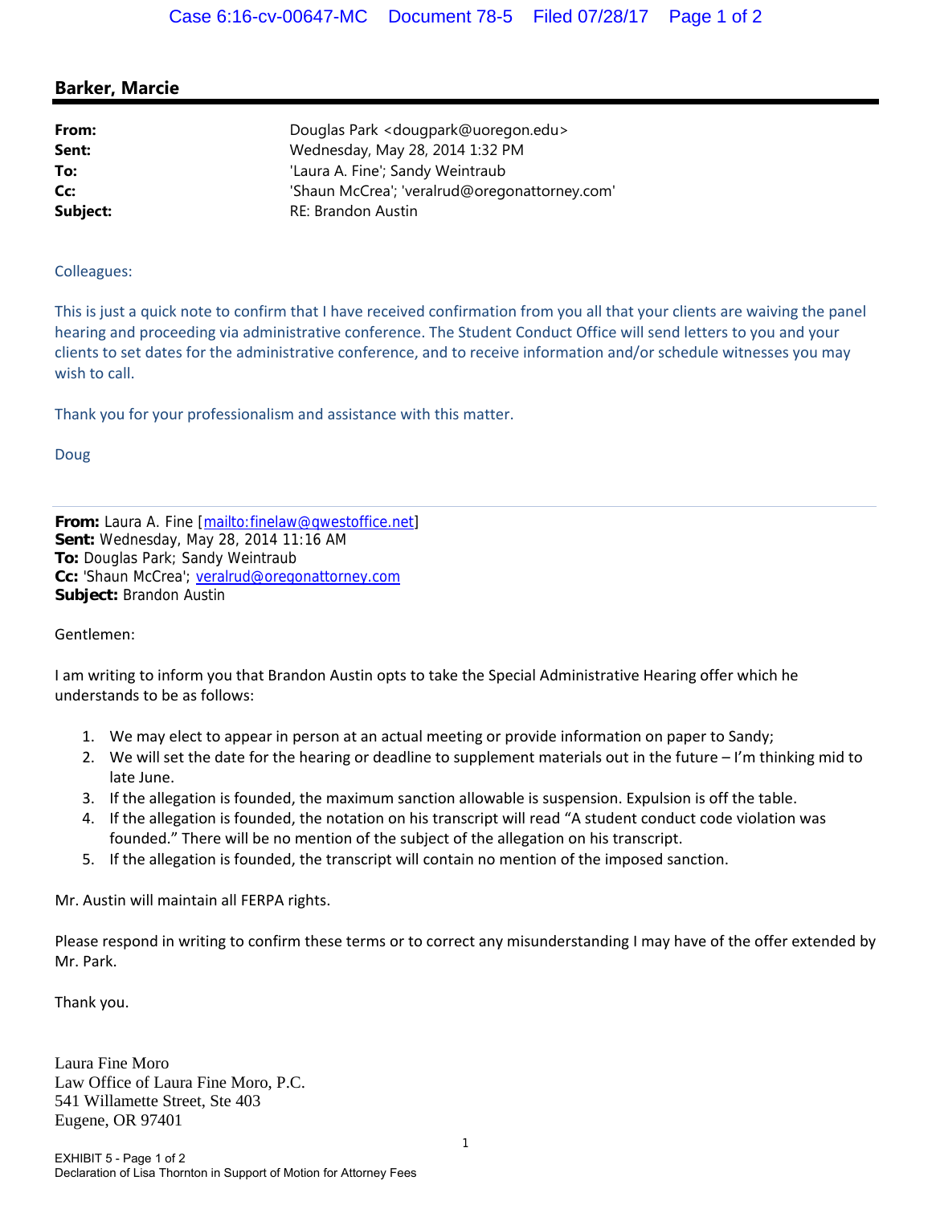**Barker, Marcie**

| | |
|---|---|
| **From:** | Douglas Park <dougpark@uoregon.edu> |
| **Sent:** | Wednesday, May 28, 2014 1:32 PM |
| **To:** | 'Laura A. Fine'; Sandy Weintraub |
| **Cc:** | 'Shaun McCrea'; 'veralrud@oregonattorney.com' |
| **Subject:** | RE: Brandon Austin |

Colleagues:

This is just a quick note to confirm that I have received confirmation from you all that your clients are waiving the panel hearing and proceeding via administrative conference. The Student Conduct Office will send letters to you and your clients to set dates for the administrative conference, and to receive information and/or schedule witnesses you may wish to call.

Thank you for your professionalism and assistance with this matter.

Doug

---

**From:** Laura A. Fine [mailto:finelaw@qwestoffice.net]
**Sent:** Wednesday, May 28, 2014 11:16 AM
**To:** Douglas Park; Sandy Weintraub
**Cc:** 'Shaun McCrea'; veralrud@oregonattorney.com
**Subject:** Brandon Austin

Gentlemen:

I am writing to inform you that Brandon Austin opts to take the Special Administrative Hearing offer which he understands to be as follows:

1. We may elect to appear in person at an actual meeting or provide information on paper to Sandy;
2. We will set the date for the hearing or deadline to supplement materials out in the future – I'm thinking mid to late June.
3. If the allegation is founded, the maximum sanction allowable is suspension. Expulsion is off the table.
4. If the allegation is founded, the notation on his transcript will read "A student conduct code violation was founded." There will be no mention of the subject of the allegation on his transcript.
5. If the allegation is founded, the transcript will contain no mention of the imposed sanction.

Mr. Austin will maintain all FERPA rights.

Please respond in writing to confirm these terms or to correct any misunderstanding I may have of the offer extended by Mr. Park.

Thank you.

Laura Fine Moro
Law Office of Laura Fine Moro, P.C.
541 Willamette Street, Ste 403
Eugene, OR 97401

EXHIBIT 5 - Page 1 of 2
Declaration of Lisa Thornton in Support of Motion for Attorney Fees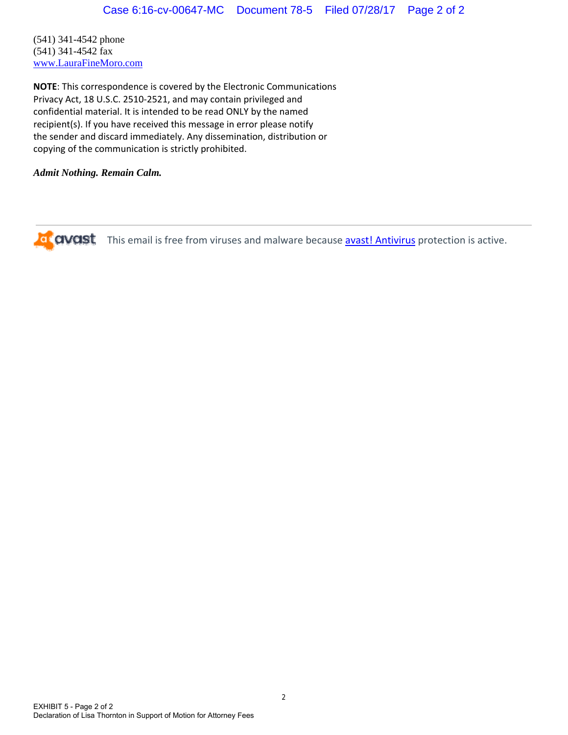(541) 341-4542 phone
(541) 341-4542 fax
[www.LauraFineMoro.com](http://www.LauraFineMoro.com)

**NOTE**: This correspondence is covered by the Electronic Communications Privacy Act, 18 U.S.C. 2510-2521, and may contain privileged and confidential material. It is intended to be read ONLY by the named recipient(s). If you have received this message in error please notify the sender and discard immediately. Any dissemination, distribution or copying of the communication is strictly prohibited.

***Admit Nothing. Remain Calm.***

---

avast This email is free from viruses and malware because avast! Antivirus protection is active.

EXHIBIT 5 - Page 2 of 2
Declaration of Lisa Thornton in Support of Motion for Attorney Fees